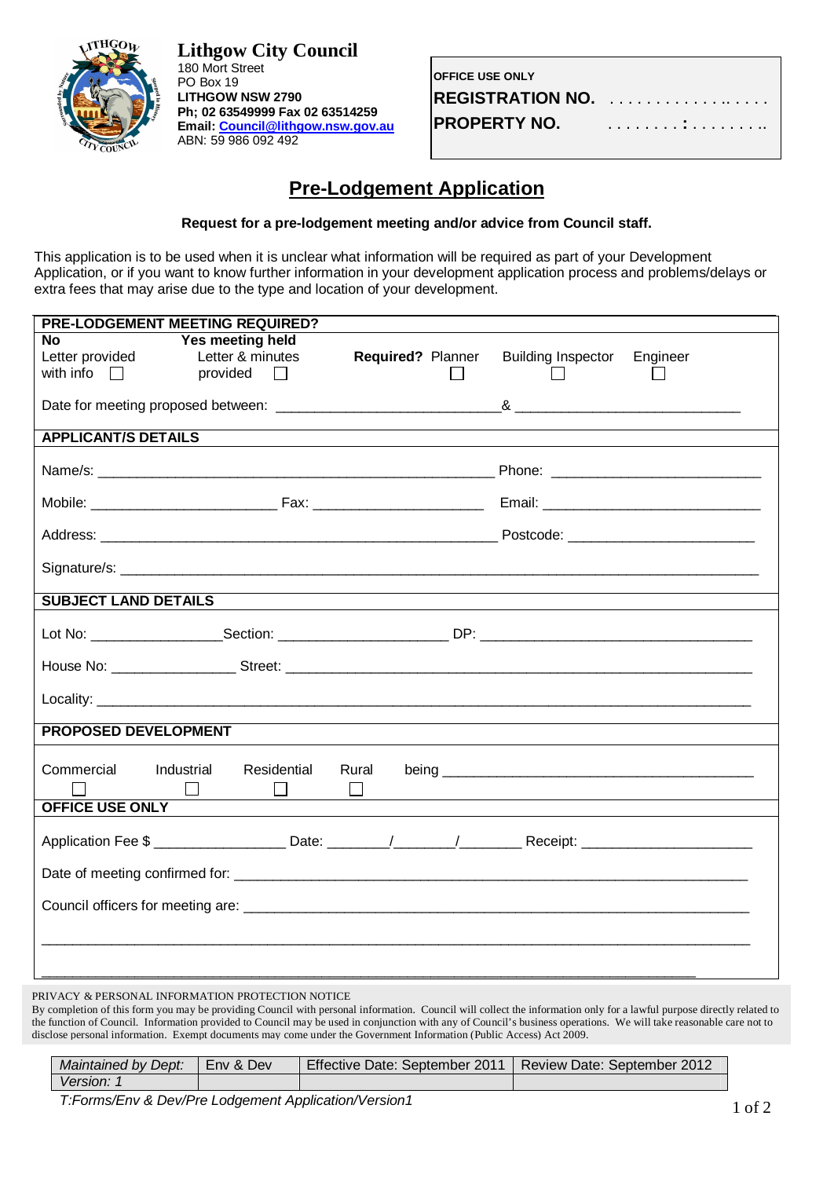**Lithgow City Council**
180 Mort Street
PO Box 19
**LITHGOW NSW 2790**
**Ph; 02 63549999 Fax 02 63514259**
**Email: Council@lithgow.nsw.gov.au**
ABN: 59 986 092 492

| **OFFICE USE ONLY** | |
|---|---|
| **REGISTRATION NO.** | . . . . . . . . . . . . . . . . . |
| **PROPERTY NO.** | . . . . . . . . : . . . . . . . . . |

# Pre-Lodgement Application

**Request for a pre-lodgement meeting and/or advice from Council staff.**

This application is to be used when it is unclear what information will be required as part of your Development Application, or if you want to know further information in your development application process and problems/delays or extra fees that may arise due to the type and location of your development.

## PRE-LODGEMENT MEETING REQUIRED?

**No** Letter provided with info ☐  **Yes meeting held** Letter & minutes provided ☐  **Required?** Planner ☐ Building Inspector ☐ Engineer ☐

Date for meeting proposed between: ____________________________& ____________________________

## APPLICANT/S DETAILS

Name/s: __________________________________________________ Phone: __________________________

Mobile: _______________________ Fax: ______________________ Email: ___________________________

Address: ___________________________________________________ Postcode: _______________________

Signature/s: ___________________________________________________________________________________

## SUBJECT LAND DETAILS

Lot No: ________________Section: _____________________ DP: __________________________________

House No: _______________ Street: _____________________________________________________________

Locality: ____________________________________________________________________________________

## PROPOSED DEVELOPMENT

Commercial ☐ Industrial ☐ Residential ☐ Rural ☐ being ________________________________________

## OFFICE USE ONLY

Application Fee $ ________________ Date: _______/_______/_______ Receipt: _____________________

Date of meeting confirmed for: ____________________________________________________________________

Council officers for meeting are: __________________________________________________________________

_________________________________________________________________________________________

_________________________________________________________________________________________

PRIVACY & PERSONAL INFORMATION PROTECTION NOTICE
By completion of this form you may be providing Council with personal information. Council will collect the information only for a lawful purpose directly related to the function of Council. Information provided to Council may be used in conjunction with any of Council's business operations. We will take reasonable care not to disclose personal information. Exempt documents may come under the Government Information (Public Access) Act 2009.

| *Maintained by Dept:* | Env & Dev | Effective Date: September 2011 | Review Date: September 2012 |
|---|---|---|---|
| *Version: 1* | | | |

*T:Forms/Env & Dev/Pre Lodgement Application/Version1*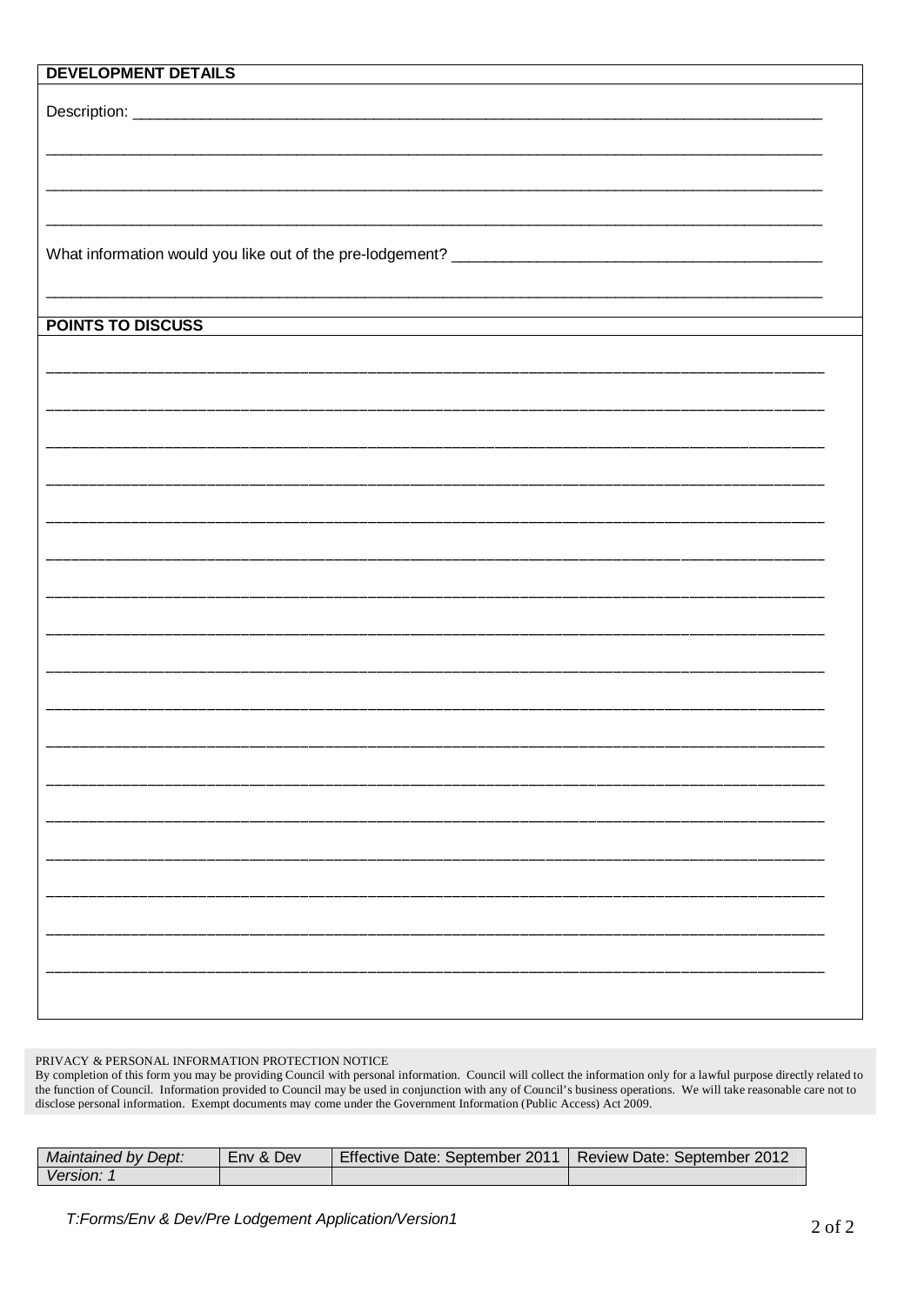**DEVELOPMENT DETAILS**

Description: ___________________________________________________________________________

___________________________________________________________________________

___________________________________________________________________________

___________________________________________________________________________

What information would you like out of the pre-lodgement? ___________________________________________

___________________________________________________________________________

**POINTS TO DISCUSS**

___________________________________________________________________________

___________________________________________________________________________

___________________________________________________________________________

___________________________________________________________________________

___________________________________________________________________________

___________________________________________________________________________

___________________________________________________________________________

___________________________________________________________________________

___________________________________________________________________________

___________________________________________________________________________

___________________________________________________________________________

___________________________________________________________________________

___________________________________________________________________________

___________________________________________________________________________

___________________________________________________________________________

___________________________________________________________________________

___________________________________________________________________________

PRIVACY & PERSONAL INFORMATION PROTECTION NOTICE
By completion of this form you may be providing Council with personal information. Council will collect the information only for a lawful purpose directly related to the function of Council. Information provided to Council may be used in conjunction with any of Council's business operations. We will take reasonable care not to disclose personal information. Exempt documents may come under the Government Information (Public Access) Act 2009.

| | | | |
|---|---|---|---|
| *Maintained by Dept:* | Env & Dev | Effective Date: September 2011 | Review Date: September 2012 |
| *Version: 1* | | | |

*T:Forms/Env & Dev/Pre Lodgement Application/Version1*